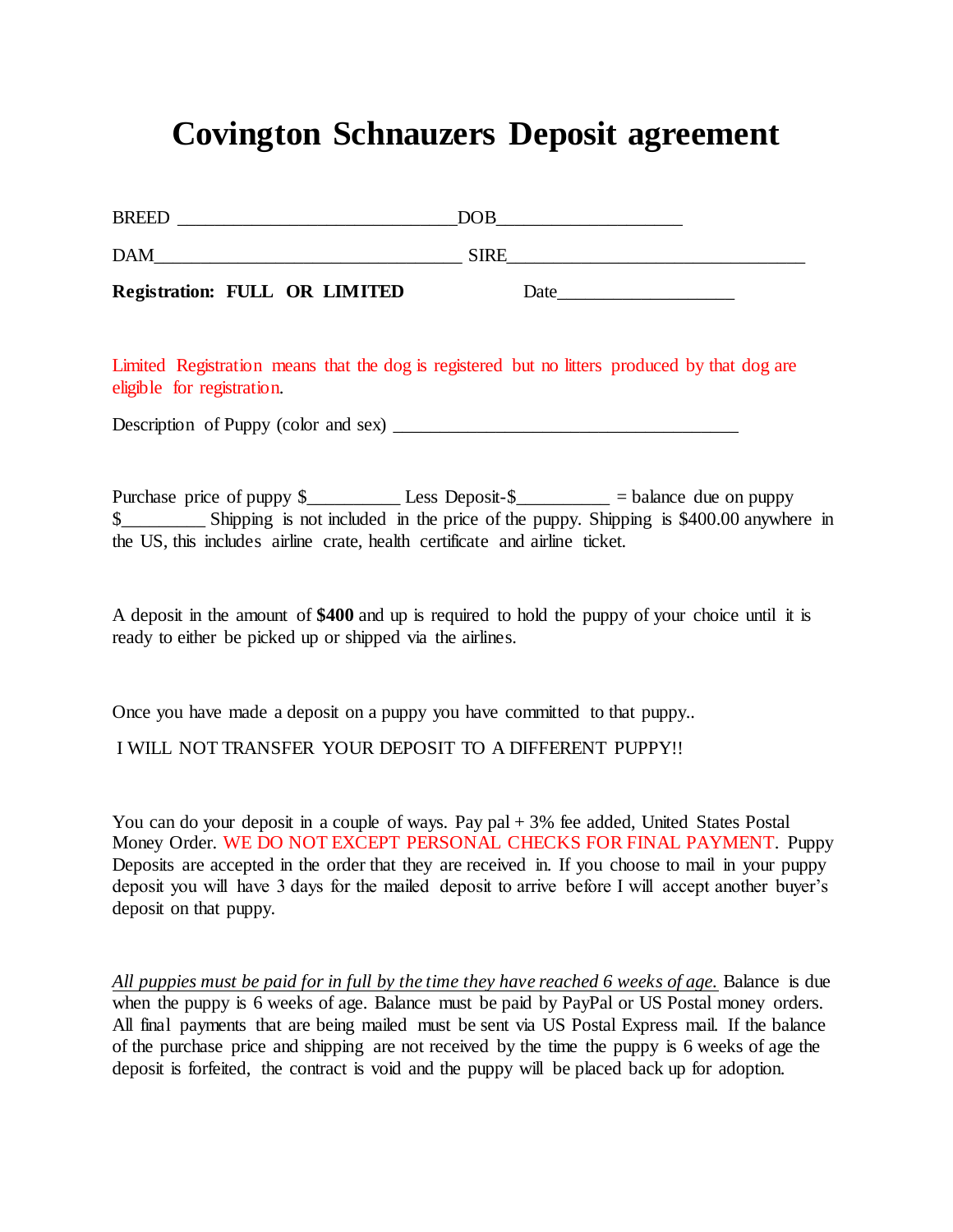# Covington Schnauzers Deposit agreement

BREED _______________________________DOB____________________

DAM__________________________________ SIRE_________________________________

**Registration: FULL OR LIMITED** Date____________________

Limited Registration means that the dog is registered but no litters produced by that dog are eligible for registration.

Description of Puppy (color and sex) ______________________________________

Purchase price of puppy $__________ Less Deposit-$__________ = balance due on puppy $_________ Shipping is not included in the price of the puppy. Shipping is $400.00 anywhere in the US, this includes airline crate, health certificate and airline ticket.

A deposit in the amount of **$400** and up is required to hold the puppy of your choice until it is ready to either be picked up or shipped via the airlines.

Once you have made a deposit on a puppy you have committed to that puppy..

I WILL NOT TRANSFER YOUR DEPOSIT TO A DIFFERENT PUPPY!!

You can do your deposit in a couple of ways. Pay pal + 3% fee added, United States Postal Money Order. WE DO NOT EXCEPT PERSONAL CHECKS FOR FINAL PAYMENT. Puppy Deposits are accepted in the order that they are received in. If you choose to mail in your puppy deposit you will have 3 days for the mailed deposit to arrive before I will accept another buyer's deposit on that puppy.

*All puppies must be paid for in full by the time they have reached 6 weeks of age.* Balance is due when the puppy is 6 weeks of age. Balance must be paid by PayPal or US Postal money orders. All final payments that are being mailed must be sent via US Postal Express mail. If the balance of the purchase price and shipping are not received by the time the puppy is 6 weeks of age the deposit is forfeited, the contract is void and the puppy will be placed back up for adoption.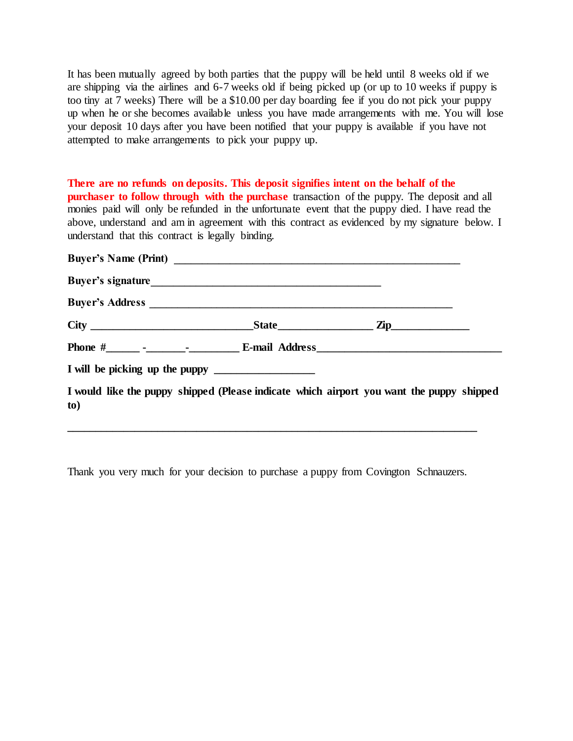It has been mutually agreed by both parties that the puppy will be held until 8 weeks old if we are shipping via the airlines and 6-7 weeks old if being picked up (or up to 10 weeks if puppy is too tiny at 7 weeks) There will be a $10.00 per day boarding fee if you do not pick your puppy up when he or she becomes available unless you have made arrangements with me. You will lose your deposit 10 days after you have been notified that your puppy is available if you have not attempted to make arrangements to pick your puppy up.

**There are no refunds on deposits. This deposit signifies intent on the behalf of the purchaser to follow through with the purchase** transaction of the puppy. The deposit and all monies paid will only be refunded in the unfortunate event that the puppy died. I have read the above, understand and am in agreement with this contract as evidenced by my signature below. I understand that this contract is legally binding.

**Buyer's Name (Print)** ___________________________________________________

**Buyer's signature**__________________________________________

**Buyer's Address** _______________________________________________________

**City** _____________________________**State**_________________ **Zip**______________

**Phone #**______ -_______-_________ **E-mail Address**_________________________________

**I will be picking up the puppy** __________________

**I would like the puppy shipped (Please indicate which airport you want the puppy shipped to)**

___________________________________________________________________________

Thank you very much for your decision to purchase a puppy from Covington Schnauzers.